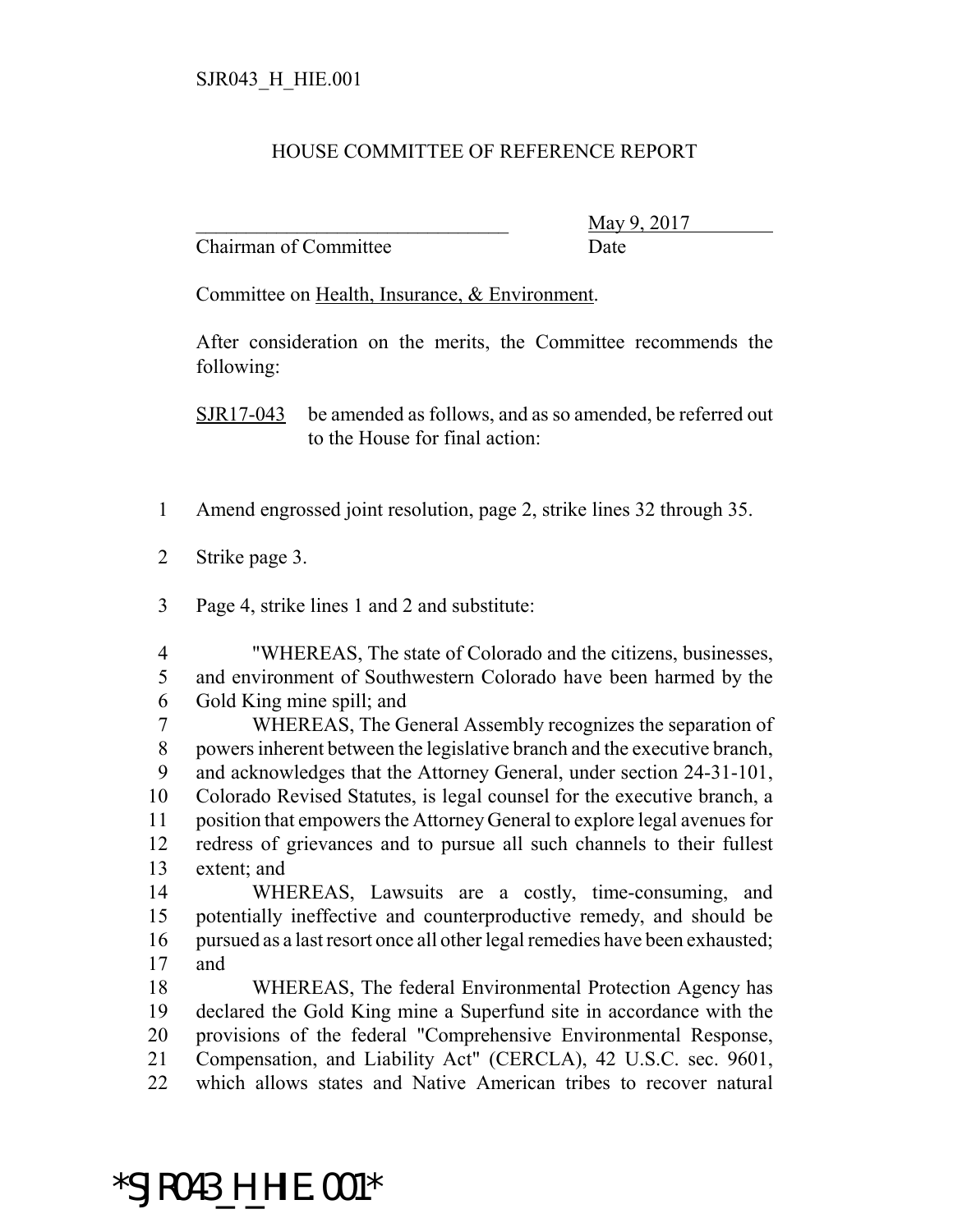SJR043_H_HIE.001

HOUSE COMMITTEE OF REFERENCE REPORT

_______________________________ May 9, 2017
Chairman of Committee Date

Committee on Health, Insurance, & Environment.

After consideration on the merits, the Committee recommends the following:

SJR17-043 be amended as follows, and as so amended, be referred out to the House for final action:

1 Amend engrossed joint resolution, page 2, strike lines 32 through 35.

2 Strike page 3.

3 Page 4, strike lines 1 and 2 and substitute:

4 "WHEREAS, The state of Colorado and the citizens, businesses,
5 and environment of Southwestern Colorado have been harmed by the
6 Gold King mine spill; and
7 WHEREAS, The General Assembly recognizes the separation of
8 powers inherent between the legislative branch and the executive branch,
9 and acknowledges that the Attorney General, under section 24-31-101,
10 Colorado Revised Statutes, is legal counsel for the executive branch, a
11 position that empowers the Attorney General to explore legal avenues for
12 redress of grievances and to pursue all such channels to their fullest
13 extent; and
14 WHEREAS, Lawsuits are a costly, time-consuming, and
15 potentially ineffective and counterproductive remedy, and should be
16 pursued as a last resort once all other legal remedies have been exhausted;
17 and
18 WHEREAS, The federal Environmental Protection Agency has
19 declared the Gold King mine a Superfund site in accordance with the
20 provisions of the federal "Comprehensive Environmental Response,
21 Compensation, and Liability Act" (CERCLA), 42 U.S.C. sec. 9601,
22 which allows states and Native American tribes to recover natural

*SJR043_H_HIE.001*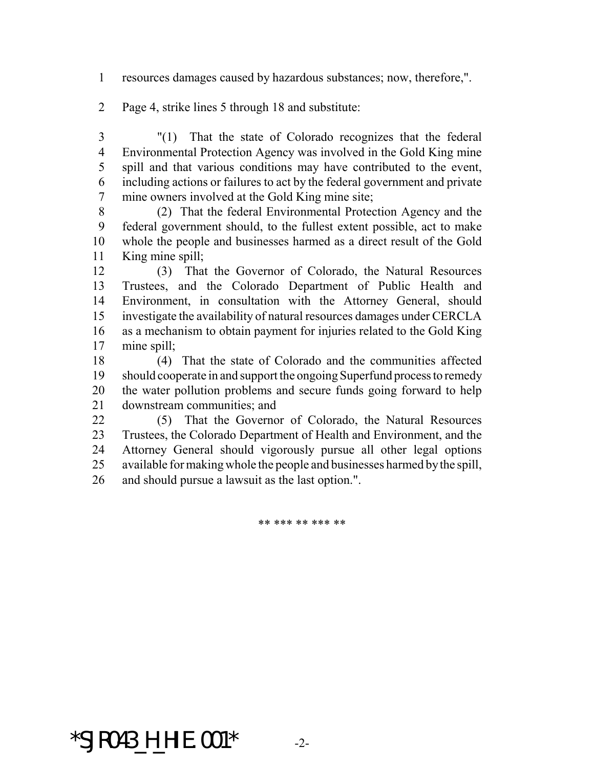resources damages caused by hazardous substances; now, therefore,".

Page 4, strike lines 5 through 18 and substitute:

"(1) That the state of Colorado recognizes that the federal Environmental Protection Agency was involved in the Gold King mine spill and that various conditions may have contributed to the event, including actions or failures to act by the federal government and private mine owners involved at the Gold King mine site;

(2) That the federal Environmental Protection Agency and the federal government should, to the fullest extent possible, act to make whole the people and businesses harmed as a direct result of the Gold King mine spill;

(3) That the Governor of Colorado, the Natural Resources Trustees, and the Colorado Department of Public Health and Environment, in consultation with the Attorney General, should investigate the availability of natural resources damages under CERCLA as a mechanism to obtain payment for injuries related to the Gold King mine spill;

(4) That the state of Colorado and the communities affected should cooperate in and support the ongoing Superfund process to remedy the water pollution problems and secure funds going forward to help downstream communities; and

(5) That the Governor of Colorado, the Natural Resources Trustees, the Colorado Department of Health and Environment, and the Attorney General should vigorously pursue all other legal options available for making whole the people and businesses harmed by the spill, and should pursue a lawsuit as the last option.".

** *** ** *** **

*SJR043_H_HIE.001*